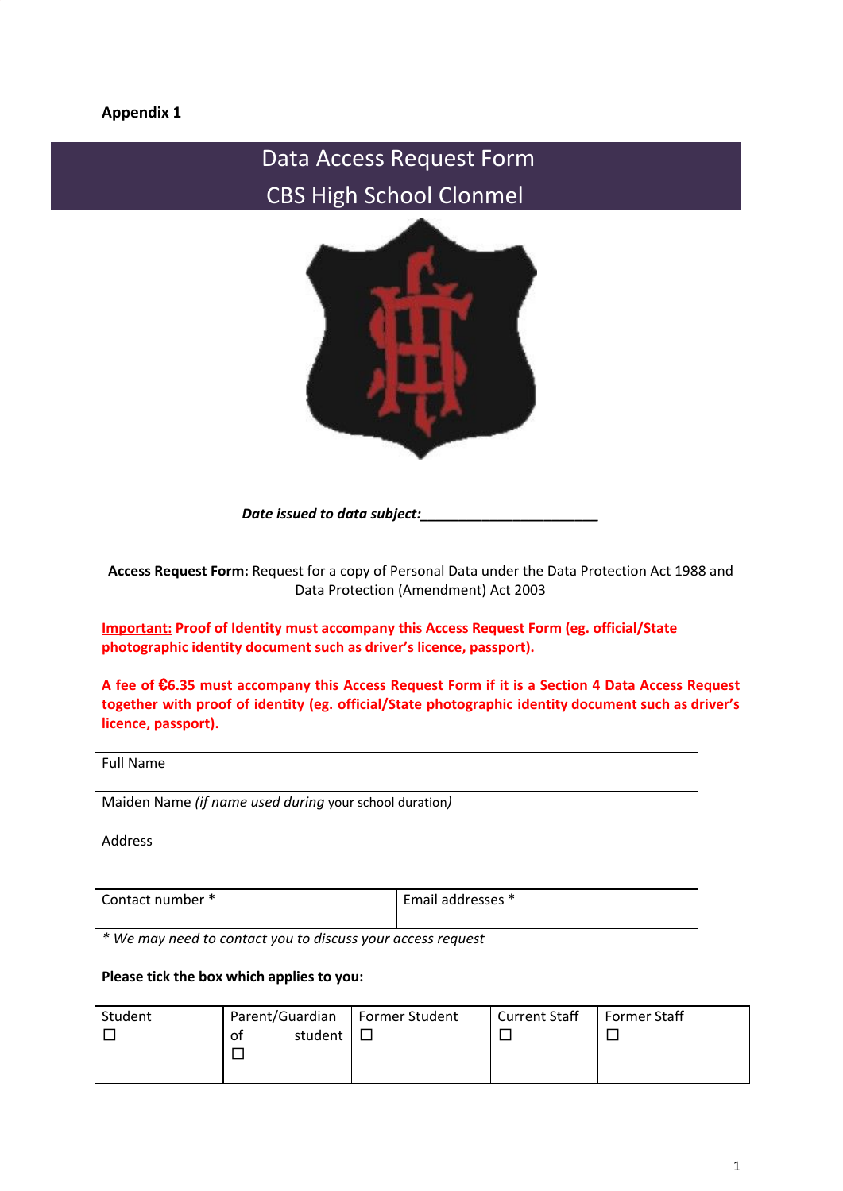**Appendix 1**

# Data Access Request Form
# CBS High School Clonmel

***Date issued to data subject:*___________________________**

**Access Request Form:** Request for a copy of Personal Data under the Data Protection Act 1988 and Data Protection (Amendment) Act 2003

**Important: Proof of Identity must accompany this Access Request Form (eg. official/State photographic identity document such as driver's licence, passport).**

**A fee of €6.35 must accompany this Access Request Form if it is a Section 4 Data Access Request together with proof of identity (eg. official/State photographic identity document such as driver's licence, passport).**

| Full Name | |
|---|---|
| Maiden Name *(if name used during* your school duration*)* | |
| Address | |
| Contact number * | Email addresses * |

*\* We may need to contact you to discuss your access request*

**Please tick the box which applies to you:**

| Student | Parent/Guardian of student | Former Student | Current Staff | Former Staff |
|---|---|---|---|---|
| ☐ | ☐ | ☐ | ☐ | ☐ |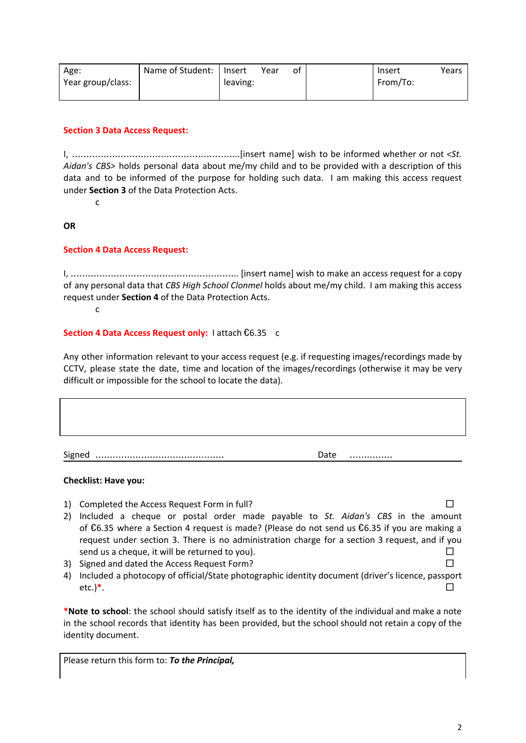| Age:<br>Year group/class: | Name of Student: | Insert Year of leaving: | | Insert Years From/To: |
|---|---|---|---|---|

**Section 3 Data Access Request:**

I, ...........................................................[insert name] wish to be informed whether or not *<St. Aidan's CBS>* holds personal data about me/my child and to be provided with a description of this data and to be informed of the purpose for holding such data. I am making this access request under **Section 3** of the Data Protection Acts.

c

**OR**

**Section 4 Data Access Request:**

I, .......................................................... [insert name] wish to make an access request for a copy of any personal data that *CBS High School Clonmel* holds about me/my child. I am making this access request under **Section 4** of the Data Protection Acts.

c

**Section 4 Data Access Request only:** I attach €6.35 c

Any other information relevant to your access request (e.g. if requesting images/recordings made by CCTV, please state the date, time and location of the images/recordings (otherwise it may be very difficult or impossible for the school to locate the data).

| |
|---|
| |

Signed ............................................. Date ...............

**Checklist: Have you:**

1) Completed the Access Request Form in full? ☐
2) Included a cheque or postal order made payable to *St. Aidan's CBS* in the amount of €6.35 where a Section 4 request is made? (Please do not send us €6.35 if you are making a request under section 3. There is no administration charge for a section 3 request, and if you send us a cheque, it will be returned to you). ☐
3) Signed and dated the Access Request Form? ☐
4) Included a photocopy of official/State photographic identity document (driver's licence, passport etc.)*. ☐

***Note to school**: the school should satisfy itself as to the identity of the individual and make a note in the school records that identity has been provided, but the school should not retain a copy of the identity document.

| Please return this form to: ***To the Principal,*** |
|---|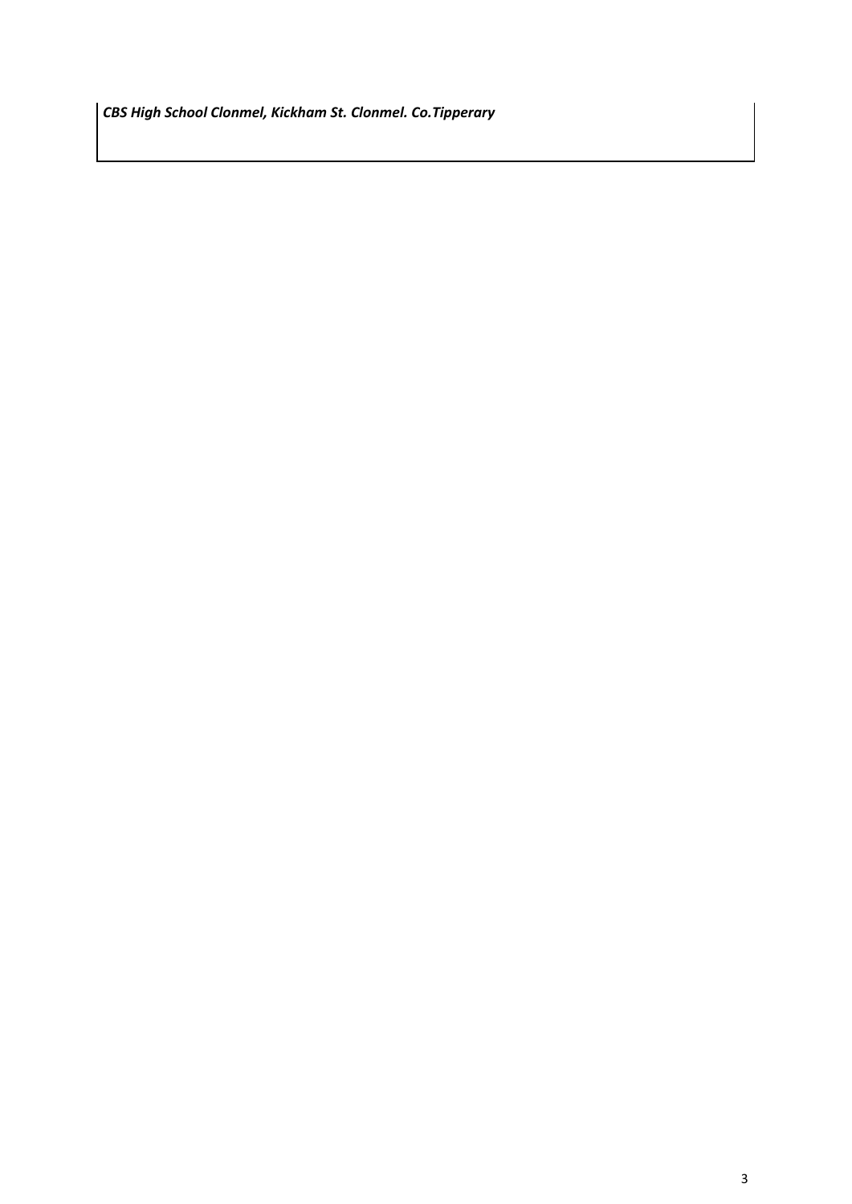***CBS High School Clonmel, Kickham St. Clonmel. Co.Tipperary***